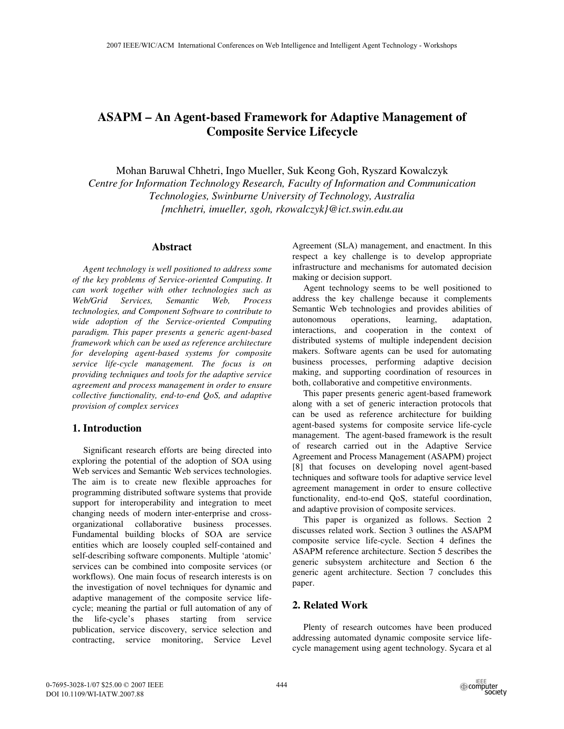# ASAPM – An Agent-based Framework for Adaptive Management of Composite Service Lifecycle

Mohan Baruwal Chhetri, Ingo Mueller, Suk Keong Goh, Ryszard Kowalczyk
*Centre for Information Technology Research, Faculty of Information and Communication Technologies, Swinburne University of Technology, Australia*
*{mchhetri, imueller, sgoh, rkowalczyk}@ict.swin.edu.au*

## Abstract

*Agent technology is well positioned to address some of the key problems of Service-oriented Computing. It can work together with other technologies such as Web/Grid Services, Semantic Web, Process technologies, and Component Software to contribute to wide adoption of the Service-oriented Computing paradigm. This paper presents a generic agent-based framework which can be used as reference architecture for developing agent-based systems for composite service life-cycle management. The focus is on providing techniques and tools for the adaptive service agreement and process management in order to ensure collective functionality, end-to-end QoS, and adaptive provision of complex services*

## 1. Introduction

Significant research efforts are being directed into exploring the potential of the adoption of SOA using Web services and Semantic Web services technologies. The aim is to create new flexible approaches for programming distributed software systems that provide support for interoperability and integration to meet changing needs of modern inter-enterprise and cross-organizational collaborative business processes. Fundamental building blocks of SOA are service entities which are loosely coupled self-contained and self-describing software components. Multiple 'atomic' services can be combined into composite services (or workflows). One main focus of research interests is on the investigation of novel techniques for dynamic and adaptive management of the composite service life-cycle; meaning the partial or full automation of any of the life-cycle's phases starting from service publication, service discovery, service selection and contracting, service monitoring, Service Level Agreement (SLA) management, and enactment. In this respect a key challenge is to develop appropriate infrastructure and mechanisms for automated decision making or decision support.

Agent technology seems to be well positioned to address the key challenge because it complements Semantic Web technologies and provides abilities of autonomous operations, learning, adaptation, interactions, and cooperation in the context of distributed systems of multiple independent decision makers. Software agents can be used for automating business processes, performing adaptive decision making, and supporting coordination of resources in both, collaborative and competitive environments.

This paper presents generic agent-based framework along with a set of generic interaction protocols that can be used as reference architecture for building agent-based systems for composite service life-cycle management. The agent-based framework is the result of research carried out in the Adaptive Service Agreement and Process Management (ASAPM) project [8] that focuses on developing novel agent-based techniques and software tools for adaptive service level agreement management in order to ensure collective functionality, end-to-end QoS, stateful coordination, and adaptive provision of composite services.

This paper is organized as follows. Section 2 discusses related work. Section 3 outlines the ASAPM composite service life-cycle. Section 4 defines the ASAPM reference architecture. Section 5 describes the generic subsystem architecture and Section 6 the generic agent architecture. Section 7 concludes this paper.

## 2. Related Work

Plenty of research outcomes have been produced addressing automated dynamic composite service life-cycle management using agent technology. Sycara et al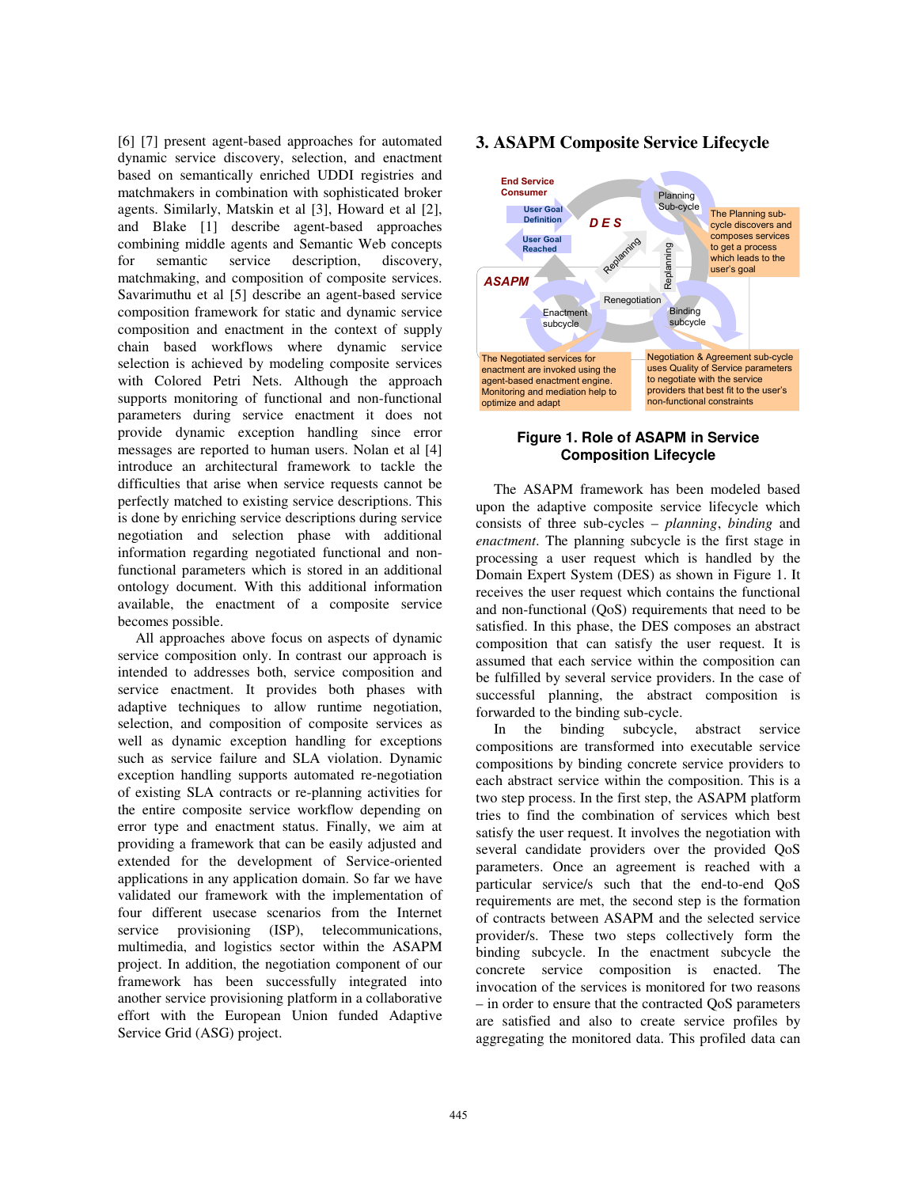[6] [7] present agent-based approaches for automated dynamic service discovery, selection, and enactment based on semantically enriched UDDI registries and matchmakers in combination with sophisticated broker agents. Similarly, Matskin et al [3], Howard et al [2], and Blake [1] describe agent-based approaches combining middle agents and Semantic Web concepts for semantic service description, discovery, matchmaking, and composition of composite services. Savarimuthu et al [5] describe an agent-based service composition framework for static and dynamic service composition and enactment in the context of supply chain based workflows where dynamic service selection is achieved by modeling composite services with Colored Petri Nets. Although the approach supports monitoring of functional and non-functional parameters during service enactment it does not provide dynamic exception handling since error messages are reported to human users. Nolan et al [4] introduce an architectural framework to tackle the difficulties that arise when service requests cannot be perfectly matched to existing service descriptions. This is done by enriching service descriptions during service negotiation and selection phase with additional information regarding negotiated functional and non-functional parameters which is stored in an additional ontology document. With this additional information available, the enactment of a composite service becomes possible.

All approaches above focus on aspects of dynamic service composition only. In contrast our approach is intended to addresses both, service composition and service enactment. It provides both phases with adaptive techniques to allow runtime negotiation, selection, and composition of composite services as well as dynamic exception handling for exceptions such as service failure and SLA violation. Dynamic exception handling supports automated re-negotiation of existing SLA contracts or re-planning activities for the entire composite service workflow depending on error type and enactment status. Finally, we aim at providing a framework that can be easily adjusted and extended for the development of Service-oriented applications in any application domain. So far we have validated our framework with the implementation of four different usecase scenarios from the Internet service provisioning (ISP), telecommunications, multimedia, and logistics sector within the ASAPM project. In addition, the negotiation component of our framework has been successfully integrated into another service provisioning platform in a collaborative effort with the European Union funded Adaptive Service Grid (ASG) project.

## 3. ASAPM Composite Service Lifecycle

**Figure 1. Role of ASAPM in Service Composition Lifecycle**

The ASAPM framework has been modeled based upon the adaptive composite service lifecycle which consists of three sub-cycles – *planning*, *binding* and *enactment*. The planning subcycle is the first stage in processing a user request which is handled by the Domain Expert System (DES) as shown in Figure 1. It receives the user request which contains the functional and non-functional (QoS) requirements that need to be satisfied. In this phase, the DES composes an abstract composition that can satisfy the user request. It is assumed that each service within the composition can be fulfilled by several service providers. In the case of successful planning, the abstract composition is forwarded to the binding sub-cycle.

In the binding subcycle, abstract service compositions are transformed into executable service compositions by binding concrete service providers to each abstract service within the composition. This is a two step process. In the first step, the ASAPM platform tries to find the combination of services which best satisfy the user request. It involves the negotiation with several candidate providers over the provided QoS parameters. Once an agreement is reached with a particular service/s such that the end-to-end QoS requirements are met, the second step is the formation of contracts between ASAPM and the selected service provider/s. These two steps collectively form the binding subcycle. In the enactment subcycle the concrete service composition is enacted. The invocation of the services is monitored for two reasons – in order to ensure that the contracted QoS parameters are satisfied and also to create service profiles by aggregating the monitored data. This profiled data can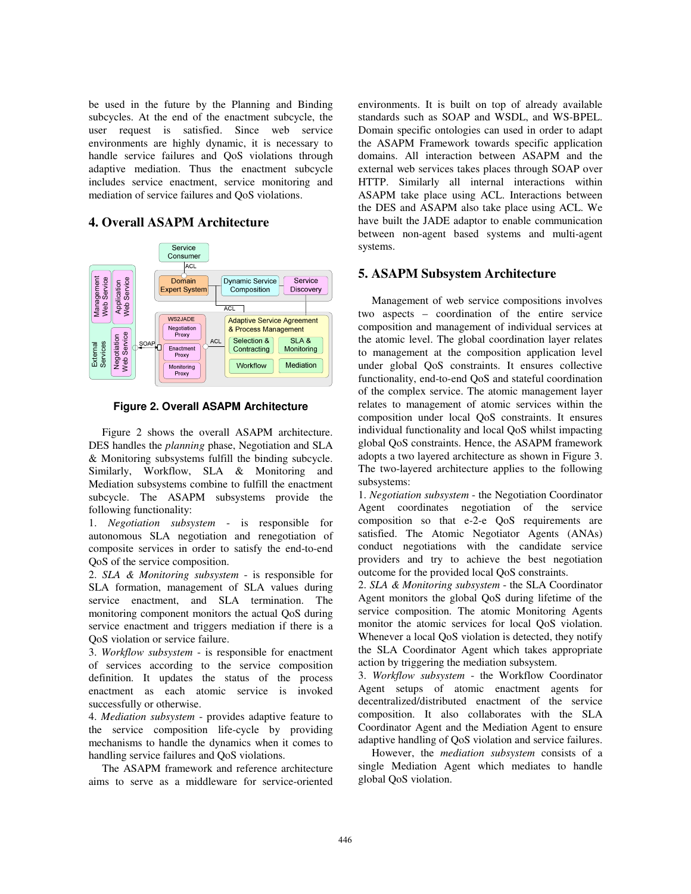be used in the future by the Planning and Binding subcycles. At the end of the enactment subcycle, the user request is satisfied. Since web service environments are highly dynamic, it is necessary to handle service failures and QoS violations through adaptive mediation. Thus the enactment subcycle includes service enactment, service monitoring and mediation of service failures and QoS violations.

## 4. Overall ASAPM Architecture

**Figure 2. Overall ASAPM Architecture**

Figure 2 shows the overall ASAPM architecture. DES handles the *planning* phase, Negotiation and SLA & Monitoring subsystems fulfill the binding subcycle. Similarly, Workflow, SLA & Monitoring and Mediation subsystems combine to fulfill the enactment subcycle. The ASAPM subsystems provide the following functionality:

1. *Negotiation subsystem* - is responsible for autonomous SLA negotiation and renegotiation of composite services in order to satisfy the end-to-end QoS of the service composition.
2. *SLA & Monitoring subsystem* - is responsible for SLA formation, management of SLA values during service enactment, and SLA termination. The monitoring component monitors the actual QoS during service enactment and triggers mediation if there is a QoS violation or service failure.
3. *Workflow subsystem* - is responsible for enactment of services according to the service composition definition. It updates the status of the process enactment as each atomic service is invoked successfully or otherwise.
4. *Mediation subsystem* - provides adaptive feature to the service composition life-cycle by providing mechanisms to handle the dynamics when it comes to handling service failures and QoS violations.

The ASAPM framework and reference architecture aims to serve as a middleware for service-oriented environments. It is built on top of already available standards such as SOAP and WSDL, and WS-BPEL. Domain specific ontologies can used in order to adapt the ASAPM Framework towards specific application domains. All interaction between ASAPM and the external web services takes places through SOAP over HTTP. Similarly all internal interactions within ASAPM take place using ACL. Interactions between the DES and ASAPM also take place using ACL. We have built the JADE adaptor to enable communication between non-agent based systems and multi-agent systems.

## 5. ASAPM Subsystem Architecture

Management of web service compositions involves two aspects – coordination of the entire service composition and management of individual services at the atomic level. The global coordination layer relates to management at the composition application level under global QoS constraints. It ensures collective functionality, end-to-end QoS and stateful coordination of the complex service. The atomic management layer relates to management of atomic services within the composition under local QoS constraints. It ensures individual functionality and local QoS whilst impacting global QoS constraints. Hence, the ASAPM framework adopts a two layered architecture as shown in Figure 3. The two-layered architecture applies to the following subsystems:

1. *Negotiation subsystem* - the Negotiation Coordinator Agent coordinates negotiation of the service composition so that e-2-e QoS requirements are satisfied. The Atomic Negotiator Agents (ANAs) conduct negotiations with the candidate service providers and try to achieve the best negotiation outcome for the provided local QoS constraints.
2. *SLA & Monitoring subsystem* - the SLA Coordinator Agent monitors the global QoS during lifetime of the service composition. The atomic Monitoring Agents monitor the atomic services for local QoS violation. Whenever a local QoS violation is detected, they notify the SLA Coordinator Agent which takes appropriate action by triggering the mediation subsystem.
3. *Workflow subsystem* - the Workflow Coordinator Agent setups of atomic enactment agents for decentralized/distributed enactment of the service composition. It also collaborates with the SLA Coordinator Agent and the Mediation Agent to ensure adaptive handling of QoS violation and service failures.

However, the *mediation subsystem* consists of a single Mediation Agent which mediates to handle global QoS violation.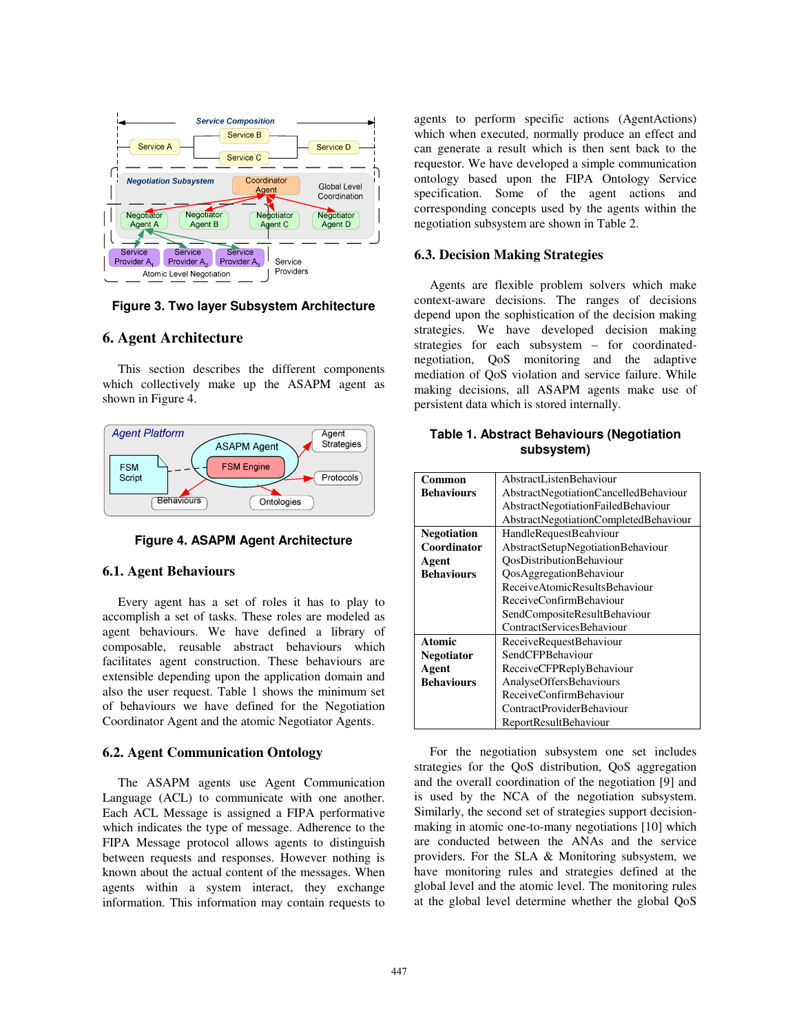Figure 3. Two layer Subsystem Architecture

## 6. Agent Architecture

This section describes the different components which collectively make up the ASAPM agent as shown in Figure 4.

Figure 4. ASAPM Agent Architecture

### 6.1. Agent Behaviours

Every agent has a set of roles it has to play to accomplish a set of tasks. These roles are modeled as agent behaviours. We have defined a library of composable, reusable abstract behaviours which facilitates agent construction. These behaviours are extensible depending upon the application domain and also the user request. Table 1 shows the minimum set of behaviours we have defined for the Negotiation Coordinator Agent and the atomic Negotiator Agents.

### 6.2. Agent Communication Ontology

The ASAPM agents use Agent Communication Language (ACL) to communicate with one another. Each ACL Message is assigned a FIPA performative which indicates the type of message. Adherence to the FIPA Message protocol allows agents to distinguish between requests and responses. However nothing is known about the actual content of the messages. When agents within a system interact, they exchange information. This information may contain requests to agents to perform specific actions (AgentActions) which when executed, normally produce an effect and can generate a result which is then sent back to the requestor. We have developed a simple communication ontology based upon the FIPA Ontology Service specification. Some of the agent actions and corresponding concepts used by the agents within the negotiation subsystem are shown in Table 2.

### 6.3. Decision Making Strategies

Agents are flexible problem solvers which make context-aware decisions. The ranges of decisions depend upon the sophistication of the decision making strategies. We have developed decision making strategies for each subsystem – for coordinated-negotiation, QoS monitoring and the adaptive mediation of QoS violation and service failure. While making decisions, all ASAPM agents make use of persistent data which is stored internally.

**Table 1. Abstract Behaviours (Negotiation subsystem)**

| | |
|---|---|
| **Common Behaviours** | AbstractListenBehaviour<br>AbstractNegotiationCancelledBehaviour<br>AbstractNegotiationFailedBehaviour<br>AbstractNegotiationCompletedBehaviour |
| **Negotiation Coordinator Agent Behaviours** | HandleRequestBeahviour<br>AbstractSetupNegotiationBehaviour<br>QosDistributionBehaviour<br>QosAggregationBehaviour<br>ReceiveAtomicResultsBehaviour<br>ReceiveConfirmBehaviour<br>SendCompositeResultBehaviour<br>ContractServicesBehaviour |
| **Atomic Negotiator Agent Behaviours** | ReceiveRequestBehaviour<br>SendCFPBehaviour<br>ReceiveCFPReplyBehaviour<br>AnalyseOffersBehaviours<br>ReceiveConfirmBehaviour<br>ContractProviderBehaviour<br>ReportResultBehaviour |

For the negotiation subsystem one set includes strategies for the QoS distribution, QoS aggregation and the overall coordination of the negotiation [9] and is used by the NCA of the negotiation subsystem. Similarly, the second set of strategies support decision-making in atomic one-to-many negotiations [10] which are conducted between the ANAs and the service providers. For the SLA & Monitoring subsystem, we have monitoring rules and strategies defined at the global level and the atomic level. The monitoring rules at the global level determine whether the global QoS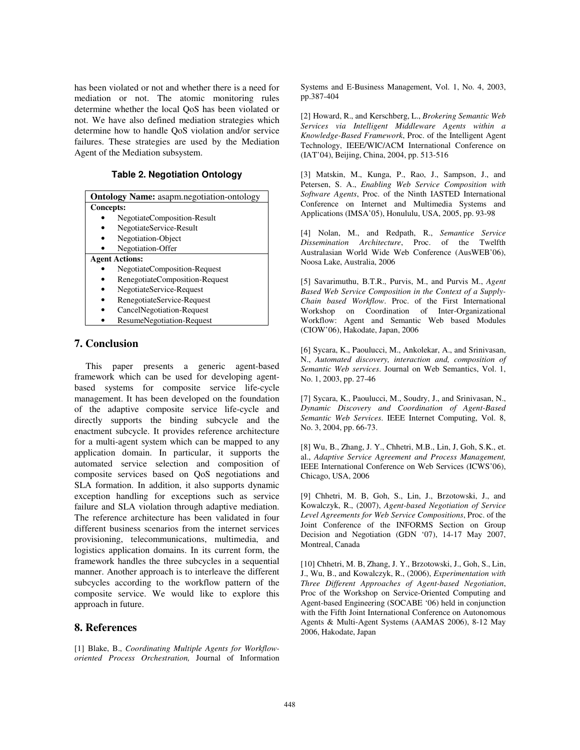has been violated or not and whether there is a need for mediation or not. The atomic monitoring rules determine whether the local QoS has been violated or not. We have also defined mediation strategies which determine how to handle QoS violation and/or service failures. These strategies are used by the Mediation Agent of the Mediation subsystem.

**Table 2. Negotiation Ontology**

| **Ontology Name:** asapm.negotiation-ontology |
|---|
| **Concepts:**<br>• NegotiateComposition-Result<br>• NegotiateService-Result<br>• Negotiation-Object<br>• Negotiation-Offer |
| **Agent Actions:**<br>• NegotiateComposition-Request<br>• RenegotiateComposition-Request<br>• NegotiateService-Request<br>• RenegotiateService-Request<br>• CancelNegotiation-Request<br>• ResumeNegotiation-Request |

## 7. Conclusion

This paper presents a generic agent-based framework which can be used for developing agent-based systems for composite service life-cycle management. It has been developed on the foundation of the adaptive composite service life-cycle and directly supports the binding subcycle and the enactment subcycle. It provides reference architecture for a multi-agent system which can be mapped to any application domain. In particular, it supports the automated service selection and composition of composite services based on QoS negotiations and SLA formation. In addition, it also supports dynamic exception handling for exceptions such as service failure and SLA violation through adaptive mediation. The reference architecture has been validated in four different business scenarios from the internet services provisioning, telecommunications, multimedia, and logistics application domains. In its current form, the framework handles the three subcycles in a sequential manner. Another approach is to interleave the different subcycles according to the workflow pattern of the composite service. We would like to explore this approach in future.

## 8. References

[1] Blake, B., *Coordinating Multiple Agents for Workflow-oriented Process Orchestration,* Journal of Information Systems and E-Business Management, Vol. 1, No. 4, 2003, pp.387-404

[2] Howard, R., and Kerschberg, L., *Brokering Semantic Web Services via Intelligent Middleware Agents within a Knowledge-Based Framework*, Proc. of the Intelligent Agent Technology, IEEE/WIC/ACM International Conference on (IAT'04), Beijing, China, 2004, pp. 513-516

[3] Matskin, M., Kunga, P., Rao, J., Sampson, J., and Petersen, S. A., *Enabling Web Service Composition with Software Agents*, Proc. of the Ninth IASTED International Conference on Internet and Multimedia Systems and Applications (IMSA'05), Honululu, USA, 2005, pp. 93-98

[4] Nolan, M., and Redpath, R., *Semantice Service Dissemination Architecture*, Proc. of the Twelfth Australasian World Wide Web Conference (AusWEB'06), Noosa Lake, Australia, 2006

[5] Savarimuthu, B.T.R., Purvis, M., and Purvis M., *Agent Based Web Service Composition in the Context of a Supply-Chain based Workflow*. Proc. of the First International Workshop on Coordination of Inter-Organizational Workflow: Agent and Semantic Web based Modules (CIOW'06), Hakodate, Japan, 2006

[6] Sycara, K., Paoulucci, M., Ankolekar, A., and Srinivasan, N., *Automated discovery, interaction and, composition of Semantic Web services*. Journal on Web Semantics, Vol. 1, No. 1, 2003, pp. 27-46

[7] Sycara, K., Paoulucci, M., Soudry, J., and Srinivasan, N., *Dynamic Discovery and Coordination of Agent-Based Semantic Web Services*. IEEE Internet Computing, Vol. 8, No. 3, 2004, pp. 66-73.

[8] Wu, B., Zhang, J. Y., Chhetri, M.B., Lin, J, Goh, S.K., et. al., *Adaptive Service Agreement and Process Management,* IEEE International Conference on Web Services (ICWS'06), Chicago, USA, 2006

[9] Chhetri, M. B, Goh, S., Lin, J., Brzotowski, J., and Kowalczyk, R., (2007), *Agent-based Negotiation of Service Level Agreements for Web Service Compositions*, Proc. of the Joint Conference of the INFORMS Section on Group Decision and Negotiation (GDN '07), 14-17 May 2007, Montreal, Canada

[10] Chhetri, M. B, Zhang, J. Y., Brzotowski, J., Goh, S., Lin, J., Wu, B., and Kowalczyk, R., (2006), *Experimentation with Three Different Approaches of Agent-based Negotiation*, Proc of the Workshop on Service-Oriented Computing and Agent-based Engineering (SOCABE '06) held in conjunction with the Fifth Joint International Conference on Autonomous Agents & Multi-Agent Systems (AAMAS 2006), 8-12 May 2006, Hakodate, Japan